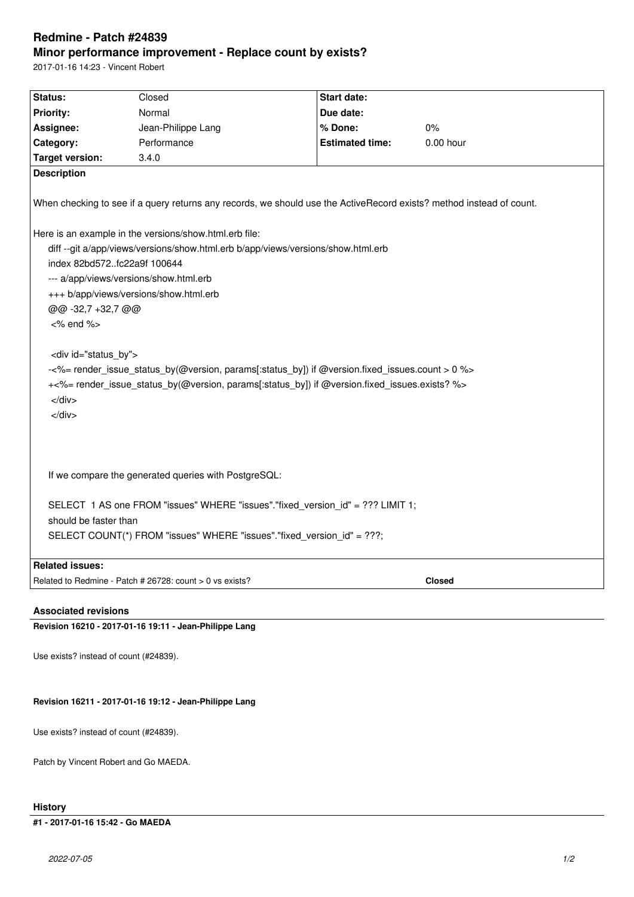# Redmine - Patch #24839

## Minor performance improvement - Replace count by exists?

2017-01-16 14:23 - Vincent Robert

| Status: | Closed | Start date: | |
|---|---|---|---|
| Priority: | Normal | Due date: | |
| Assignee: | Jean-Philippe Lang | % Done: | 0% |
| Category: | Performance | Estimated time: | 0.00 hour |
| Target version: | 3.4.0 | | |

**Description**

When checking to see if a query returns any records, we should use the ActiveRecord exists? method instead of count.

Here is an example in the versions/show.html.erb file:

```
diff --git a/app/views/versions/show.html.erb b/app/views/versions/show.html.erb
index 82bd572..fc22a9f 100644
--- a/app/views/versions/show.html.erb
+++ b/app/views/versions/show.html.erb
@@ -32,7 +32,7 @@
 <% end %>

 <div id="status_by">
-<%= render_issue_status_by(@version, params[:status_by]) if @version.fixed_issues.count > 0 %>
+<%= render_issue_status_by(@version, params[:status_by]) if @version.fixed_issues.exists? %>
 </div>
 </div>
```

If we compare the generated queries with PostgreSQL:

```
SELECT  1 AS one FROM "issues" WHERE "issues"."fixed_version_id" = ??? LIMIT 1;
should be faster than
SELECT COUNT(*) FROM "issues" WHERE "issues"."fixed_version_id" = ???;
```

**Related issues:**

Related to Redmine - Patch # 26728: count > 0 vs exists? — **Closed**

### Associated revisions

**Revision 16210 - 2017-01-16 19:11 - Jean-Philippe Lang**

Use exists? instead of count (#24839).

**Revision 16211 - 2017-01-16 19:12 - Jean-Philippe Lang**

Use exists? instead of count (#24839).

Patch by Vincent Robert and Go MAEDA.

### History

**#1 - 2017-01-16 15:42 - Go MAEDA**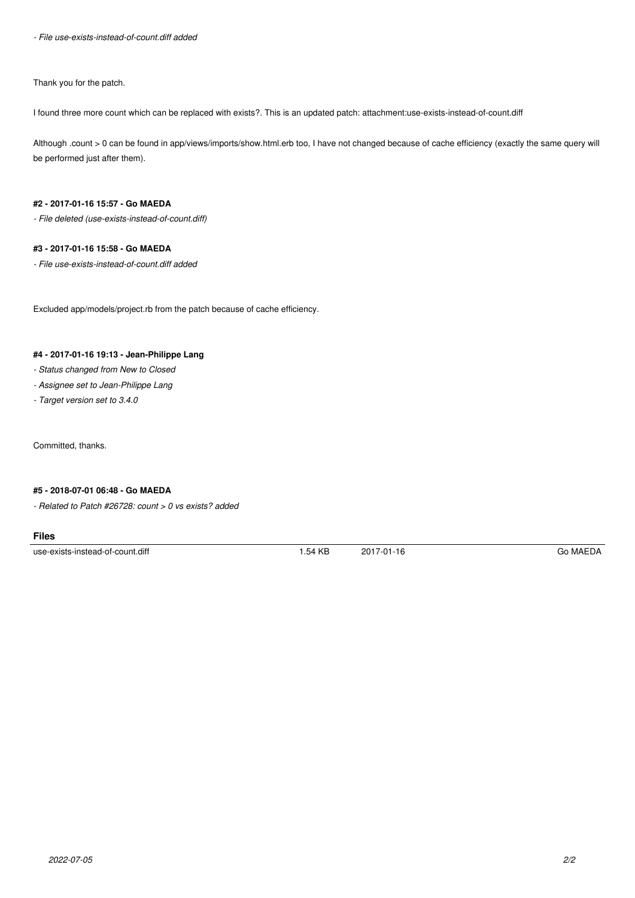*- File use-exists-instead-of-count.diff added*

Thank you for the patch.

I found three more count which can be replaced with exists?. This is an updated patch: attachment:use-exists-instead-of-count.diff

Although .count > 0 can be found in app/views/imports/show.html.erb too, I have not changed because of cache efficiency (exactly the same query will be performed just after them).

#### #2 - 2017-01-16 15:57 - Go MAEDA

*- File deleted (use-exists-instead-of-count.diff)*

#### #3 - 2017-01-16 15:58 - Go MAEDA

*- File use-exists-instead-of-count.diff added*

Excluded app/models/project.rb from the patch because of cache efficiency.

#### #4 - 2017-01-16 19:13 - Jean-Philippe Lang

*- Status changed from New to Closed*

*- Assignee set to Jean-Philippe Lang*

*- Target version set to 3.4.0*

Committed, thanks.

#### #5 - 2018-07-01 06:48 - Go MAEDA

*- Related to Patch #26728: count > 0 vs exists? added*

### Files

| | | | |
|---|---|---|---|
| use-exists-instead-of-count.diff | 1.54 KB | 2017-01-16 | Go MAEDA |